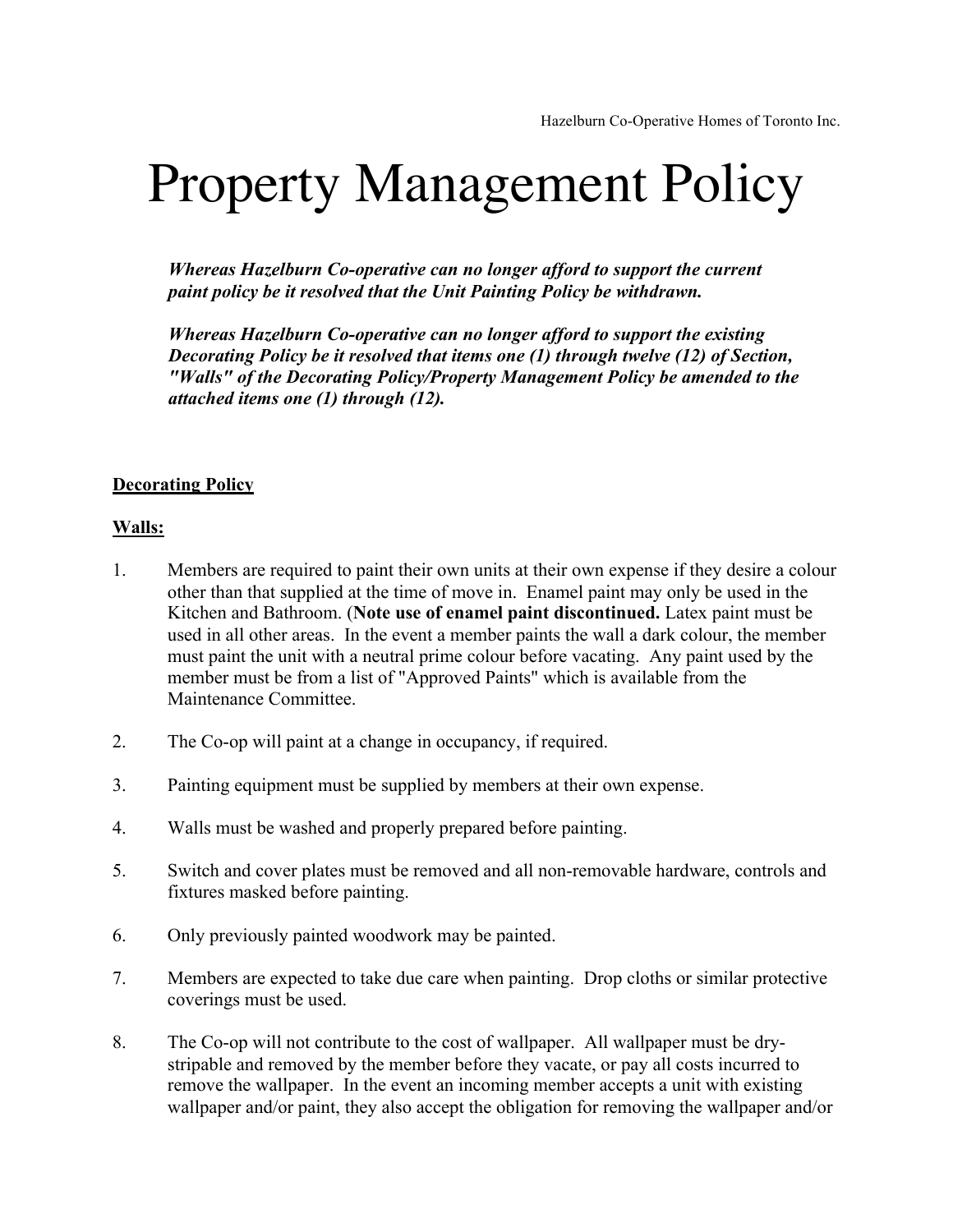Hazelburn Co-Operative Homes of Toronto Inc.

# Property Management Policy

***Whereas Hazelburn Co-operative can no longer afford to support the current paint policy be it resolved that the Unit Painting Policy be withdrawn.***

***Whereas Hazelburn Co-operative can no longer afford to support the existing Decorating Policy be it resolved that items one (1) through twelve (12) of Section, "Walls" of the Decorating Policy/Property Management Policy be amended to the attached items one (1) through (12).***

**Decorating Policy**

**Walls:**

1. Members are required to paint their own units at their own expense if they desire a colour other than that supplied at the time of move in. Enamel paint may only be used in the Kitchen and Bathroom. (**Note use of enamel paint discontinued.** Latex paint must be used in all other areas. In the event a member paints the wall a dark colour, the member must paint the unit with a neutral prime colour before vacating. Any paint used by the member must be from a list of "Approved Paints" which is available from the Maintenance Committee.

2. The Co-op will paint at a change in occupancy, if required.

3. Painting equipment must be supplied by members at their own expense.

4. Walls must be washed and properly prepared before painting.

5. Switch and cover plates must be removed and all non-removable hardware, controls and fixtures masked before painting.

6. Only previously painted woodwork may be painted.

7. Members are expected to take due care when painting. Drop cloths or similar protective coverings must be used.

8. The Co-op will not contribute to the cost of wallpaper. All wallpaper must be dry-stripable and removed by the member before they vacate, or pay all costs incurred to remove the wallpaper. In the event an incoming member accepts a unit with existing wallpaper and/or paint, they also accept the obligation for removing the wallpaper and/or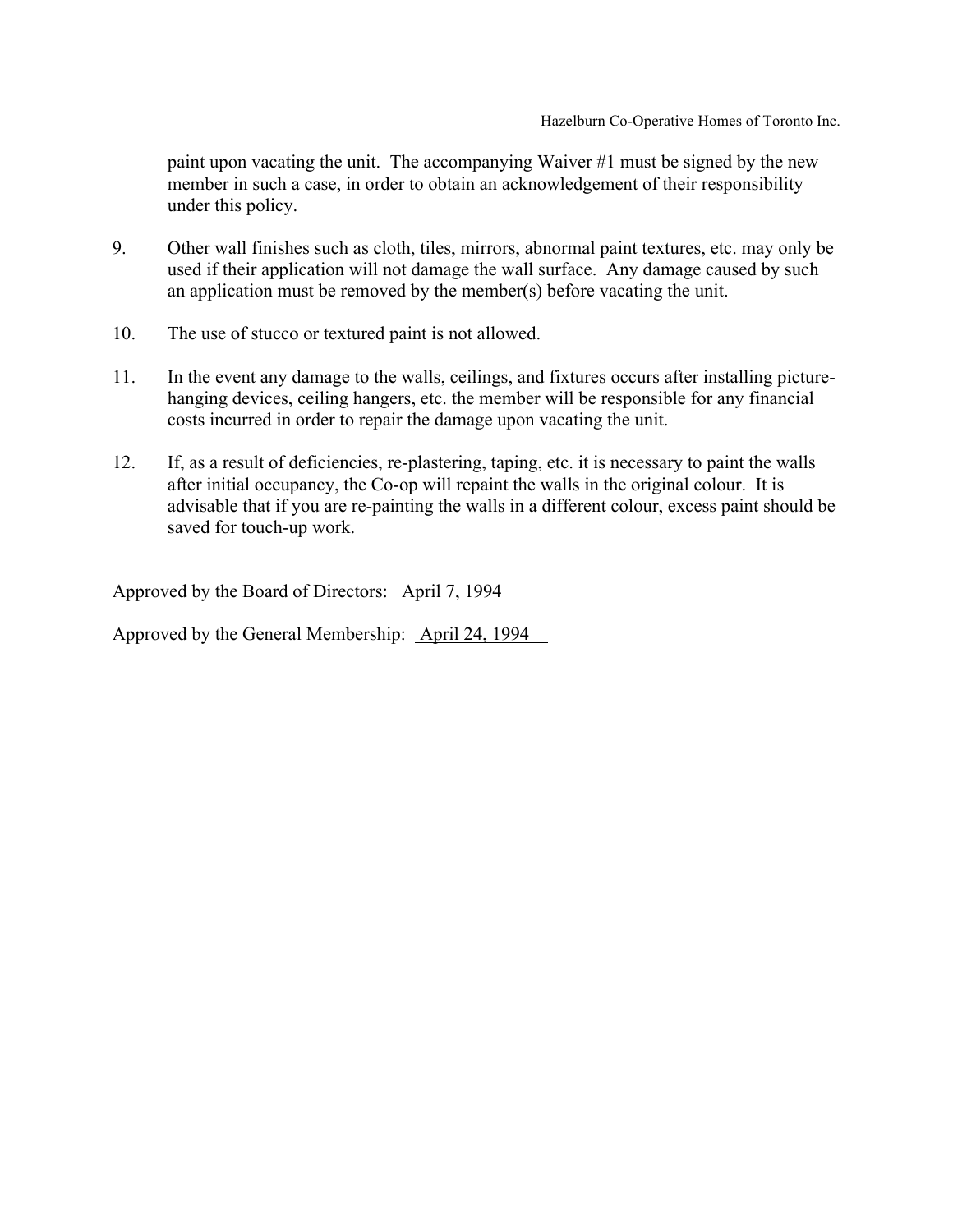paint upon vacating the unit. The accompanying Waiver #1 must be signed by the new member in such a case, in order to obtain an acknowledgement of their responsibility under this policy.

9. Other wall finishes such as cloth, tiles, mirrors, abnormal paint textures, etc. may only be used if their application will not damage the wall surface. Any damage caused by such an application must be removed by the member(s) before vacating the unit.

10. The use of stucco or textured paint is not allowed.

11. In the event any damage to the walls, ceilings, and fixtures occurs after installing picture-hanging devices, ceiling hangers, etc. the member will be responsible for any financial costs incurred in order to repair the damage upon vacating the unit.

12. If, as a result of deficiencies, re-plastering, taping, etc. it is necessary to paint the walls after initial occupancy, the Co-op will repaint the walls in the original colour. It is advisable that if you are re-painting the walls in a different colour, excess paint should be saved for touch-up work.

Approved by the Board of Directors: April 7, 1994

Approved by the General Membership: April 24, 1994